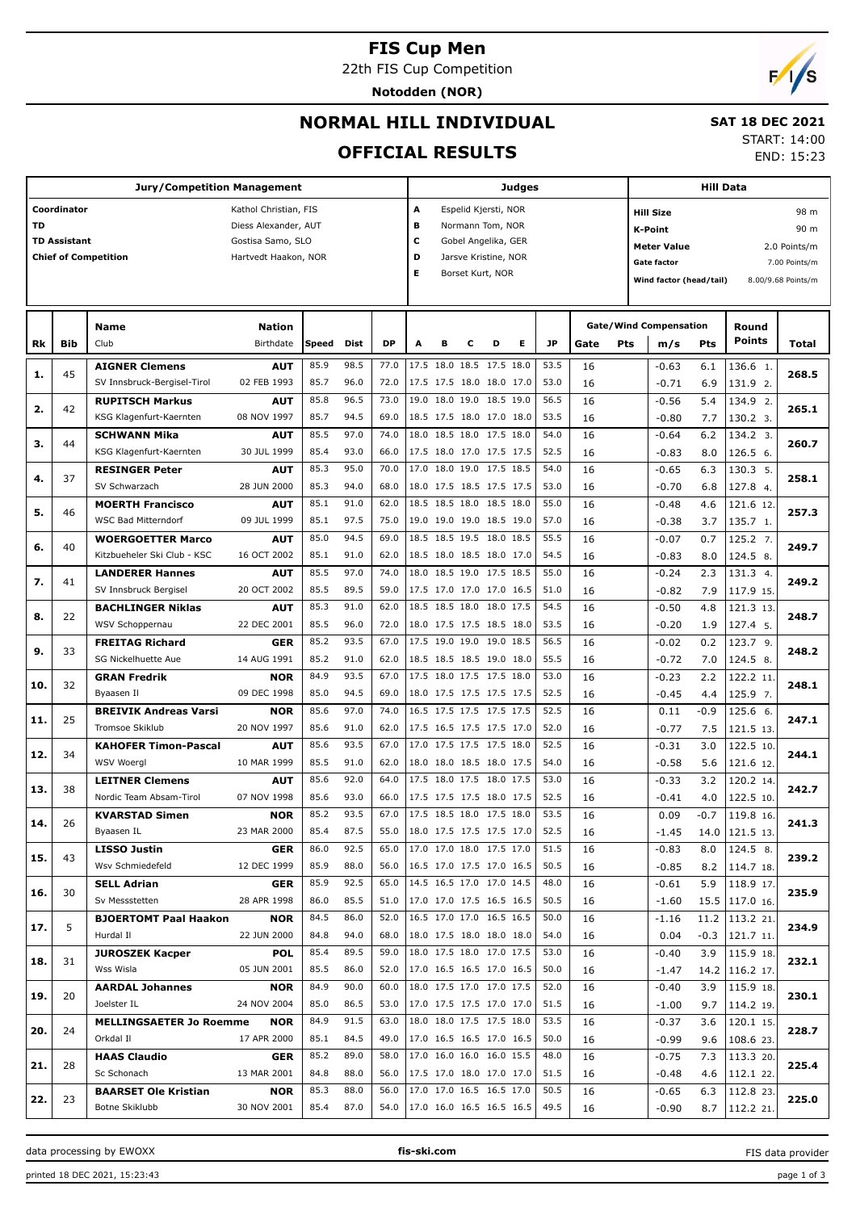# FIS Cup Men

22th FIS Cup Competition

**Notodden (NOR)**

## NORMAL HILL INDIVIDUAL

## OFFICIAL RESULTS

**SAT 18 DEC 2021**

START: 14:00

END: 15:23

| Jury/Competition Management | | Judges | | Hill Data | |
|---|---|---|---|---|---|
| Coordinator | Kathol Christian, FIS | A | Espelid Kjersti, NOR | Hill Size | 98 m |
| TD | Diess Alexander, AUT | B | Normann Tom, NOR | K-Point | 90 m |
| TD Assistant | Gostisa Samo, SLO | C | Gobel Angelika, GER | Meter Value | 2.0 Points/m |
| Chief of Competition | Hartvedt Haakon, NOR | D | Jarsve Kristine, NOR | Gate factor | 7.00 Points/m |
| | | E | Borset Kurt, NOR | Wind factor (head/tail) | 8.00/9.68 Points/m |

| Rk | Bib | Name / Club | Nation / Birthdate | Speed | Dist | DP | A | B | C | D | E | JP | Gate | Pts | m/s | Pts | Round Points | Total |
|---|---|---|---|---|---|---|---|---|---|---|---|---|---|---|---|---|---|---|
| 1. | 45 | **AIGNER Clemens** | **AUT** | 85.9 | 98.5 | 77.0 | 17.5 | 18.0 | 18.5 | 17.5 | 18.0 | 53.5 | 16 | | -0.63 | 6.1 | 136.6 1. | 268.5 |
| | | SV Innsbruck-Bergisel-Tirol | 02 FEB 1993 | 85.7 | 96.0 | 72.0 | 17.5 | 17.5 | 18.0 | 18.0 | 17.0 | 53.0 | 16 | | -0.71 | 6.9 | 131.9 2. | |
| 2. | 42 | **RUPITSCH Markus** | **AUT** | 85.8 | 96.5 | 73.0 | 19.0 | 18.0 | 19.0 | 18.5 | 19.0 | 56.5 | 16 | | -0.56 | 5.4 | 134.9 2. | 265.1 |
| | | KSG Klagenfurt-Kaernten | 08 NOV 1997 | 85.7 | 94.5 | 69.0 | 18.5 | 17.5 | 18.0 | 17.0 | 18.0 | 53.5 | 16 | | -0.80 | 7.7 | 130.2 3. | |
| 3. | 44 | **SCHWANN Mika** | **AUT** | 85.5 | 97.0 | 74.0 | 18.0 | 18.5 | 18.0 | 17.5 | 18.0 | 54.0 | 16 | | -0.64 | 6.2 | 134.2 3. | 260.7 |
| | | KSG Klagenfurt-Kaernten | 30 JUL 1999 | 85.4 | 93.0 | 66.0 | 17.5 | 18.0 | 17.0 | 17.5 | 17.5 | 52.5 | 16 | | -0.83 | 8.0 | 126.5 6. | |
| 4. | 37 | **RESINGER Peter** | **AUT** | 85.3 | 95.0 | 70.0 | 17.0 | 18.0 | 19.0 | 17.5 | 18.5 | 54.0 | 16 | | -0.65 | 6.3 | 130.3 5. | 258.1 |
| | | SV Schwarzach | 28 JUN 2000 | 85.3 | 94.0 | 68.0 | 18.0 | 17.5 | 18.5 | 17.5 | 17.5 | 53.0 | 16 | | -0.70 | 6.8 | 127.8 4. | |
| 5. | 46 | **MOERTH Francisco** | **AUT** | 85.1 | 91.0 | 62.0 | 18.5 | 18.5 | 18.0 | 18.5 | 18.0 | 55.0 | 16 | | -0.48 | 4.6 | 121.6 12. | 257.3 |
| | | WSC Bad Mitterndorf | 09 JUL 1999 | 85.1 | 97.5 | 75.0 | 19.0 | 19.0 | 19.0 | 18.5 | 19.0 | 57.0 | 16 | | -0.38 | 3.7 | 135.7 1. | |
| 6. | 40 | **WOERGOETTER Marco** | **AUT** | 85.0 | 94.5 | 69.0 | 18.5 | 18.5 | 19.5 | 18.0 | 18.5 | 55.5 | 16 | | -0.07 | 0.7 | 125.2 7. | 249.7 |
| | | Kitzbueheler Ski Club - KSC | 16 OCT 2002 | 85.1 | 91.0 | 62.0 | 18.5 | 18.0 | 18.5 | 18.0 | 17.0 | 54.5 | 16 | | -0.83 | 8.0 | 124.5 8. | |
| 7. | 41 | **LANDERER Hannes** | **AUT** | 85.5 | 97.0 | 74.0 | 18.0 | 18.5 | 19.0 | 17.5 | 18.5 | 55.0 | 16 | | -0.24 | 2.3 | 131.3 4. | 249.2 |
| | | SV Innsbruck Bergisel | 20 OCT 2002 | 85.5 | 89.5 | 59.0 | 17.5 | 17.0 | 17.0 | 17.0 | 16.5 | 51.0 | 16 | | -0.82 | 7.9 | 117.9 15. | |
| 8. | 22 | **BACHLINGER Niklas** | **AUT** | 85.3 | 91.0 | 62.0 | 18.5 | 18.5 | 18.0 | 18.0 | 17.5 | 54.5 | 16 | | -0.50 | 4.8 | 121.3 13. | 248.7 |
| | | WSV Schoppernau | 22 DEC 2001 | 85.5 | 96.0 | 72.0 | 18.0 | 17.5 | 17.5 | 18.5 | 18.0 | 53.5 | 16 | | -0.20 | 1.9 | 127.4 5. | |
| 9. | 33 | **FREITAG Richard** | **GER** | 85.2 | 93.5 | 67.0 | 17.5 | 19.0 | 19.0 | 19.0 | 18.5 | 56.5 | 16 | | -0.02 | 0.2 | 123.7 9. | 248.2 |
| | | SG Nickelhuette Aue | 14 AUG 1991 | 85.2 | 91.0 | 62.0 | 18.5 | 18.5 | 18.5 | 19.0 | 18.0 | 55.5 | 16 | | -0.72 | 7.0 | 124.5 8. | |
| 10. | 32 | **GRAN Fredrik** | **NOR** | 84.9 | 93.5 | 67.0 | 17.5 | 18.0 | 17.5 | 17.5 | 18.0 | 53.0 | 16 | | -0.23 | 2.2 | 122.2 11. | 248.1 |
| | | Byaasen Il | 09 DEC 1998 | 85.0 | 94.5 | 69.0 | 18.0 | 17.5 | 17.5 | 17.5 | 17.5 | 52.5 | 16 | | -0.45 | 4.4 | 125.9 7. | |
| 11. | 25 | **BREIVIK Andreas Varsi** | **NOR** | 85.6 | 97.0 | 74.0 | 16.5 | 17.5 | 17.5 | 17.5 | 17.5 | 52.5 | 16 | | 0.11 | -0.9 | 125.6 6. | 247.1 |
| | | Tromsoe Skiklub | 20 NOV 1997 | 85.6 | 91.0 | 62.0 | 17.5 | 16.5 | 17.5 | 17.5 | 17.0 | 52.0 | 16 | | -0.77 | 7.5 | 121.5 13. | |
| 12. | 34 | **KAHOFER Timon-Pascal** | **AUT** | 85.6 | 93.5 | 67.0 | 17.0 | 17.5 | 17.5 | 17.5 | 18.0 | 52.5 | 16 | | -0.31 | 3.0 | 122.5 10. | 244.1 |
| | | WSV Woergl | 10 MAR 1999 | 85.5 | 91.0 | 62.0 | 18.0 | 18.0 | 18.5 | 18.0 | 17.5 | 54.0 | 16 | | -0.58 | 5.6 | 121.6 12. | |
| 13. | 38 | **LEITNER Clemens** | **AUT** | 85.6 | 92.0 | 64.0 | 17.5 | 18.0 | 17.5 | 18.0 | 17.5 | 53.0 | 16 | | -0.33 | 3.2 | 120.2 14. | 242.7 |
| | | Nordic Team Absam-Tirol | 07 NOV 1998 | 85.6 | 93.0 | 66.0 | 17.5 | 17.5 | 17.5 | 18.0 | 17.5 | 52.5 | 16 | | -0.41 | 4.0 | 122.5 10. | |
| 14. | 26 | **KVARSTAD Simen** | **NOR** | 85.2 | 93.5 | 67.0 | 17.5 | 18.5 | 18.0 | 17.5 | 18.0 | 53.5 | 16 | | 0.09 | -0.7 | 119.8 16. | 241.3 |
| | | Byaasen IL | 23 MAR 2000 | 85.4 | 87.5 | 55.0 | 18.0 | 17.5 | 17.5 | 17.5 | 17.0 | 52.5 | 16 | | -1.45 | 14.0 | 121.5 13. | |
| 15. | 43 | **LISSO Justin** | **GER** | 86.0 | 92.5 | 65.0 | 17.0 | 17.0 | 18.0 | 17.5 | 17.0 | 51.5 | 16 | | -0.83 | 8.0 | 124.5 8. | 239.2 |
| | | Wsv Schmiedefeld | 12 DEC 1999 | 85.9 | 88.0 | 56.0 | 16.5 | 17.0 | 17.5 | 17.0 | 16.5 | 50.5 | 16 | | -0.85 | 8.2 | 114.7 18. | |
| 16. | 30 | **SELL Adrian** | **GER** | 85.9 | 92.5 | 65.0 | 14.5 | 16.5 | 17.0 | 17.0 | 14.5 | 48.0 | 16 | | -0.61 | 5.9 | 118.9 17. | 235.9 |
| | | Sv Messstetten | 28 APR 1998 | 86.0 | 85.5 | 51.0 | 17.0 | 17.0 | 17.5 | 16.5 | 16.5 | 50.5 | 16 | | -1.60 | 15.5 | 117.0 16. | |
| 17. | 5 | **BJOERTOMT Paal Haakon** | **NOR** | 84.5 | 86.0 | 52.0 | 16.5 | 17.0 | 17.0 | 16.5 | 16.5 | 50.0 | 16 | | -1.16 | 11.2 | 113.2 21. | 234.9 |
| | | Hurdal Il | 22 JUN 2000 | 84.8 | 94.0 | 68.0 | 18.0 | 17.5 | 18.0 | 18.0 | 18.0 | 54.0 | 16 | | 0.04 | -0.3 | 121.7 11. | |
| 18. | 31 | **JUROSZEK Kacper** | **POL** | 85.4 | 89.5 | 59.0 | 18.0 | 17.5 | 18.0 | 17.0 | 17.5 | 53.0 | 16 | | -0.40 | 3.9 | 115.9 18. | 232.1 |
| | | Wss Wisla | 05 JUN 2001 | 85.5 | 86.0 | 52.0 | 17.0 | 16.5 | 16.5 | 17.0 | 16.5 | 50.0 | 16 | | -1.47 | 14.2 | 116.2 17. | |
| 19. | 20 | **AARDAL Johannes** | **NOR** | 84.9 | 90.0 | 60.0 | 18.0 | 17.5 | 17.0 | 17.0 | 17.5 | 52.0 | 16 | | -0.40 | 3.9 | 115.9 18. | 230.1 |
| | | Joelster IL | 24 NOV 2004 | 85.0 | 86.5 | 53.0 | 17.0 | 17.5 | 17.5 | 17.0 | 17.0 | 51.5 | 16 | | -1.00 | 9.7 | 114.2 19. | |
| 20. | 24 | **MELLINGSAETER Jo Roemme** | **NOR** | 84.9 | 91.5 | 63.0 | 18.0 | 18.0 | 17.5 | 17.5 | 18.0 | 53.5 | 16 | | -0.37 | 3.6 | 120.1 15. | 228.7 |
| | | Orkdal Il | 17 APR 2000 | 85.1 | 84.5 | 49.0 | 17.0 | 16.5 | 16.5 | 17.0 | 16.5 | 50.0 | 16 | | -0.99 | 9.6 | 108.6 23. | |
| 21. | 28 | **HAAS Claudio** | **GER** | 85.2 | 89.0 | 58.0 | 17.0 | 16.0 | 16.0 | 16.0 | 15.5 | 48.0 | 16 | | -0.75 | 7.3 | 113.3 20. | 225.4 |
| | | Sc Schonach | 13 MAR 2001 | 84.8 | 88.0 | 56.0 | 17.5 | 17.0 | 18.0 | 17.0 | 17.0 | 51.5 | 16 | | -0.48 | 4.6 | 112.1 22. | |
| 22. | 23 | **BAARSET Ole Kristian** | **NOR** | 85.3 | 88.0 | 56.0 | 17.0 | 17.0 | 16.5 | 16.5 | 17.0 | 50.5 | 16 | | -0.65 | 6.3 | 112.8 23. | 225.0 |
| | | Botne Skiklubb | 30 NOV 2001 | 85.4 | 87.0 | 54.0 | 17.0 | 16.0 | 16.5 | 16.5 | 16.5 | 49.5 | 16 | | -0.90 | 8.7 | 112.2 21. | |

data processing by EWOXX | fis-ski.com | FIS data provider

printed 18 DEC 2021, 15:23:43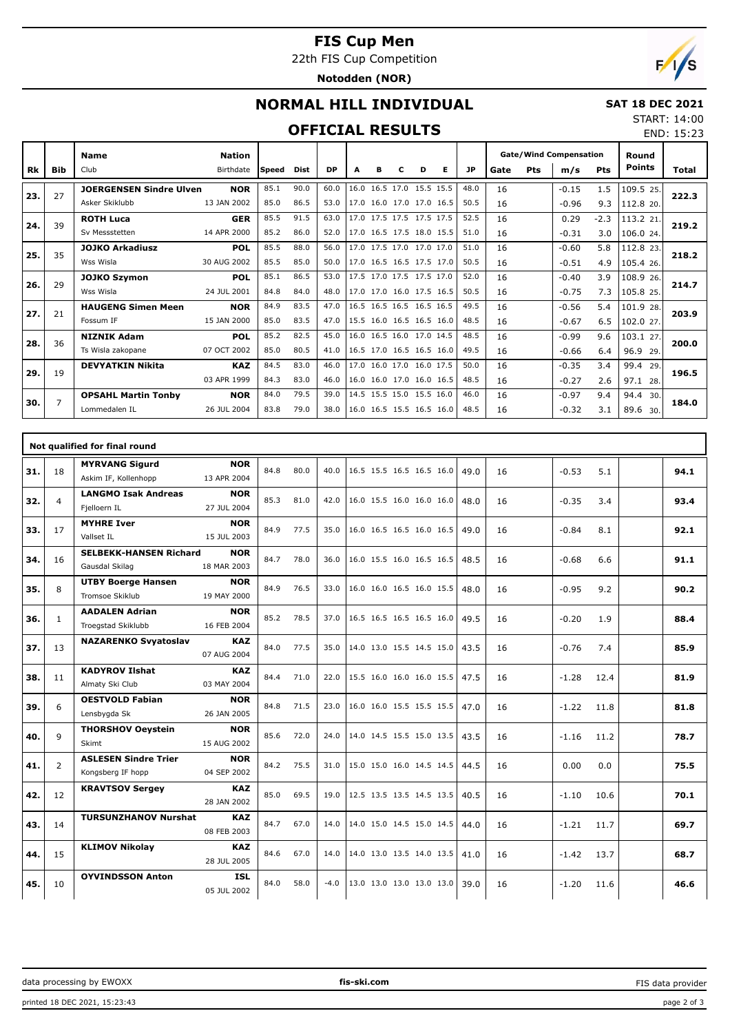# FIS Cup Men

22th FIS Cup Competition

**Notodden (NOR)**

## NORMAL HILL INDIVIDUAL

**SAT 18 DEC 2021**

START: 14:00

END: 15:23

## OFFICIAL RESULTS

| Rk | Bib | Name / Club | Nation / Birthdate | Speed | Dist | DP | A | B | C | D | E | JP | Gate | Pts | m/s | Pts | Round Points | Total |
|---|---|---|---|---|---|---|---|---|---|---|---|---|---|---|---|---|---|---|
| 23. | 27 | **JOERGENSEN Sindre Ulven** | **NOR** | 85.1 | 90.0 | 60.0 | 16.0 | 16.5 | 17.0 | 15.5 | 15.5 | 48.0 | 16 | | -0.15 | 1.5 | 109.5 25. | 222.3 |
| | | Asker Skiklubb | 13 JAN 2002 | 85.0 | 86.5 | 53.0 | 17.0 | 16.0 | 17.0 | 17.0 | 16.5 | 50.5 | 16 | | -0.96 | 9.3 | 112.8 20. | |
| 24. | 39 | **ROTH Luca** | **GER** | 85.5 | 91.5 | 63.0 | 17.0 | 17.5 | 17.5 | 17.5 | 17.5 | 52.5 | 16 | | 0.29 | -2.3 | 113.2 21. | 219.2 |
| | | Sv Messstetten | 14 APR 2000 | 85.2 | 86.0 | 52.0 | 17.0 | 16.5 | 17.5 | 18.0 | 15.5 | 51.0 | 16 | | -0.31 | 3.0 | 106.0 24. | |
| 25. | 35 | **JOJKO Arkadiusz** | **POL** | 85.5 | 88.0 | 56.0 | 17.0 | 17.5 | 17.0 | 17.0 | 17.0 | 51.0 | 16 | | -0.60 | 5.8 | 112.8 23. | 218.2 |
| | | Wss Wisla | 30 AUG 2002 | 85.5 | 85.0 | 50.0 | 17.0 | 16.5 | 16.5 | 17.5 | 17.0 | 50.5 | 16 | | -0.51 | 4.9 | 105.4 26. | |
| 26. | 29 | **JOJKO Szymon** | **POL** | 85.1 | 86.5 | 53.0 | 17.5 | 17.0 | 17.5 | 17.5 | 17.0 | 52.0 | 16 | | -0.40 | 3.9 | 108.9 26. | 214.7 |
| | | Wss Wisla | 24 JUL 2001 | 84.8 | 84.0 | 48.0 | 17.0 | 17.0 | 16.0 | 17.5 | 16.5 | 50.5 | 16 | | -0.75 | 7.3 | 105.8 25. | |
| 27. | 21 | **HAUGENG Simen Meen** | **NOR** | 84.9 | 83.5 | 47.0 | 16.5 | 16.5 | 16.5 | 16.5 | 16.5 | 49.5 | 16 | | -0.56 | 5.4 | 101.9 28. | 203.9 |
| | | Fossum IF | 15 JAN 2000 | 85.0 | 83.5 | 47.0 | 15.5 | 16.0 | 16.5 | 16.5 | 16.0 | 48.5 | 16 | | -0.67 | 6.5 | 102.0 27. | |
| 28. | 36 | **NIZNIK Adam** | **POL** | 85.2 | 82.5 | 45.0 | 16.0 | 16.5 | 16.0 | 17.0 | 14.5 | 48.5 | 16 | | -0.99 | 9.6 | 103.1 27. | 200.0 |
| | | Ts Wisla zakopane | 07 OCT 2002 | 85.0 | 80.5 | 41.0 | 16.5 | 17.0 | 16.5 | 16.5 | 16.0 | 49.5 | 16 | | -0.66 | 6.4 | 96.9 29. | |
| 29. | 19 | **DEVYATKIN Nikita** | **KAZ** | 84.5 | 83.0 | 46.0 | 17.0 | 16.0 | 17.0 | 16.0 | 17.5 | 50.0 | 16 | | -0.35 | 3.4 | 99.4 29. | 196.5 |
| | | | 03 APR 1999 | 84.3 | 83.0 | 46.0 | 16.0 | 16.0 | 17.0 | 16.0 | 16.5 | 48.5 | 16 | | -0.27 | 2.6 | 97.1 28. | |
| 30. | 7 | **OPSAHL Martin Tonby** | **NOR** | 84.0 | 79.5 | 39.0 | 14.5 | 15.5 | 15.0 | 15.5 | 16.0 | 46.0 | 16 | | -0.97 | 9.4 | 94.4 30. | 184.0 |
| | | Lommedalen IL | 26 JUL 2004 | 83.8 | 79.0 | 38.0 | 16.0 | 16.5 | 15.5 | 16.5 | 16.0 | 48.5 | 16 | | -0.32 | 3.1 | 89.6 30. | |

**Not qualified for final round**

| Rk | Bib | Name / Club | Nation / Birthdate | Speed | Dist | DP | A | B | C | D | E | JP | Gate | Pts | m/s | Pts | Round Points | Total |
|---|---|---|---|---|---|---|---|---|---|---|---|---|---|---|---|---|---|---|
| 31. | 18 | **MYRVANG Sigurd**<br>Askim IF, Kollenhopp | **NOR**<br>13 APR 2004 | 84.8 | 80.0 | 40.0 | 16.5 | 15.5 | 16.5 | 16.5 | 16.0 | 49.0 | 16 | | -0.53 | 5.1 | | **94.1** |
| 32. | 4 | **LANGMO Isak Andreas**<br>Fjelloern IL | **NOR**<br>27 JUL 2004 | 85.3 | 81.0 | 42.0 | 16.0 | 15.5 | 16.0 | 16.0 | 16.0 | 48.0 | 16 | | -0.35 | 3.4 | | **93.4** |
| 33. | 17 | **MYHRE Iver**<br>Vallset IL | **NOR**<br>15 JUL 2003 | 84.9 | 77.5 | 35.0 | 16.0 | 16.5 | 16.5 | 16.0 | 16.5 | 49.0 | 16 | | -0.84 | 8.1 | | **92.1** |
| 34. | 16 | **SELBEKK-HANSEN Richard**<br>Gausdal Skilag | **NOR**<br>18 MAR 2003 | 84.7 | 78.0 | 36.0 | 16.0 | 15.5 | 16.0 | 16.5 | 16.5 | 48.5 | 16 | | -0.68 | 6.6 | | **91.1** |
| 35. | 8 | **UTBY Boerge Hansen**<br>Tromsoe Skiklub | **NOR**<br>19 MAY 2000 | 84.9 | 76.5 | 33.0 | 16.0 | 16.0 | 16.5 | 16.0 | 15.5 | 48.0 | 16 | | -0.95 | 9.2 | | **90.2** |
| 36. | 1 | **AADALEN Adrian**<br>Troegstad Skiklubb | **NOR**<br>16 FEB 2004 | 85.2 | 78.5 | 37.0 | 16.5 | 16.5 | 16.5 | 16.5 | 16.0 | 49.5 | 16 | | -0.20 | 1.9 | | **88.4** |
| 37. | 13 | **NAZARENKO Svyatoslav** | **KAZ**<br>07 AUG 2004 | 84.0 | 77.5 | 35.0 | 14.0 | 13.0 | 15.5 | 14.5 | 15.0 | 43.5 | 16 | | -0.76 | 7.4 | | **85.9** |
| 38. | 11 | **KADYROV Ilshat**<br>Almaty Ski Club | **KAZ**<br>03 MAY 2004 | 84.4 | 71.0 | 22.0 | 15.5 | 16.0 | 16.0 | 16.0 | 15.5 | 47.5 | 16 | | -1.28 | 12.4 | | **81.9** |
| 39. | 6 | **OESTVOLD Fabian**<br>Lensbygda Sk | **NOR**<br>26 JAN 2005 | 84.8 | 71.5 | 23.0 | 16.0 | 16.0 | 15.5 | 15.5 | 15.5 | 47.0 | 16 | | -1.22 | 11.8 | | **81.8** |
| 40. | 9 | **THORSHOV Oeystein**<br>Skimt | **NOR**<br>15 AUG 2002 | 85.6 | 72.0 | 24.0 | 14.0 | 14.5 | 15.5 | 15.0 | 13.5 | 43.5 | 16 | | -1.16 | 11.2 | | **78.7** |
| 41. | 2 | **ASLESEN Sindre Trier**<br>Kongsberg IF hopp | **NOR**<br>04 SEP 2002 | 84.2 | 75.5 | 31.0 | 15.0 | 15.0 | 16.0 | 14.5 | 14.5 | 44.5 | 16 | | 0.00 | 0.0 | | **75.5** |
| 42. | 12 | **KRAVTSOV Sergey** | **KAZ**<br>28 JAN 2002 | 85.0 | 69.5 | 19.0 | 12.5 | 13.5 | 13.5 | 14.5 | 13.5 | 40.5 | 16 | | -1.10 | 10.6 | | **70.1** |
| 43. | 14 | **TURSUNZHANOV Nurshat** | **KAZ**<br>08 FEB 2003 | 84.7 | 67.0 | 14.0 | 14.0 | 15.0 | 14.5 | 15.0 | 14.5 | 44.0 | 16 | | -1.21 | 11.7 | | **69.7** |
| 44. | 15 | **KLIMOV Nikolay** | **KAZ**<br>28 JUL 2005 | 84.6 | 67.0 | 14.0 | 14.0 | 13.0 | 13.5 | 14.0 | 13.5 | 41.0 | 16 | | -1.42 | 13.7 | | **68.7** |
| 45. | 10 | **OYVINDSSON Anton** | **ISL**<br>05 JUL 2002 | 84.0 | 58.0 | -4.0 | 13.0 | 13.0 | 13.0 | 13.0 | 13.0 | 39.0 | 16 | | -1.20 | 11.6 | | **46.6** |

data processing by EWOXX | fis-ski.com | FIS data provider

printed 18 DEC 2021, 15:23:43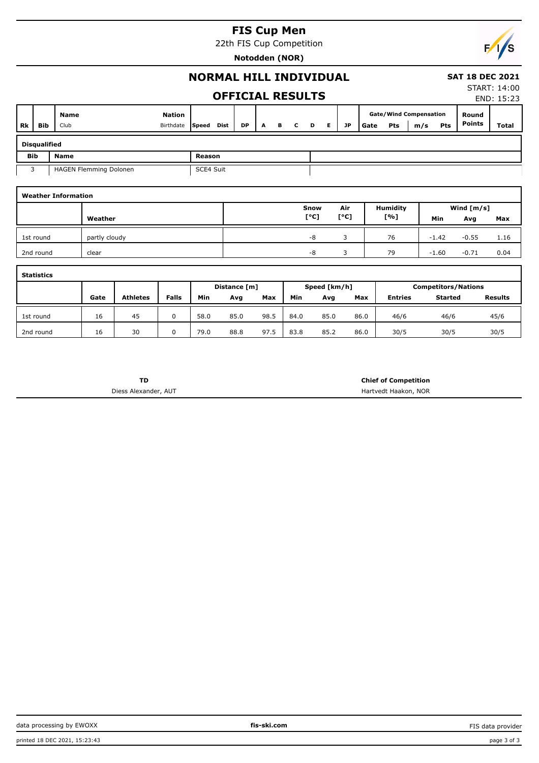# FIS Cup Men

22th FIS Cup Competition

**Notodden (NOR)**

## NORMAL HILL INDIVIDUAL

**SAT 18 DEC 2021**

START: 14:00

END: 15:23

## OFFICIAL RESULTS

| Rk | Bib | Name / Club | Nation / Birthdate | Speed | Dist | DP | A | B | C | D | E | JP | Gate | Pts | m/s | Pts | Round Points | Total |
|---|---|---|---|---|---|---|---|---|---|---|---|---|---|---|---|---|---|---|

**Disqualified**

| Bib | Name | Reason |
|---|---|---|
| 3 | HAGEN Flemming Dolonen | SCE4 Suit |

**Weather Information**

| | Weather | Snow [°C] | Air [°C] | Humidity [%] | Wind [m/s] Min | Wind [m/s] Avg | Wind [m/s] Max |
|---|---|---|---|---|---|---|---|
| 1st round | partly cloudy | -8 | 3 | 76 | -1.42 | -0.55 | 1.16 |
| 2nd round | clear | -8 | 3 | 79 | -1.60 | -0.71 | 0.04 |

**Statistics**

| | Gate | Athletes | Falls | Distance [m] Min | Distance [m] Avg | Distance [m] Max | Speed [km/h] Min | Speed [km/h] Avg | Speed [km/h] Max | Competitors/Nations Entries | Competitors/Nations Started | Competitors/Nations Results |
|---|---|---|---|---|---|---|---|---|---|---|---|---|
| 1st round | 16 | 45 | 0 | 58.0 | 85.0 | 98.5 | 84.0 | 85.0 | 86.0 | 46/6 | 46/6 | 45/6 |
| 2nd round | 16 | 30 | 0 | 79.0 | 88.8 | 97.5 | 83.8 | 85.2 | 86.0 | 30/5 | 30/5 | 30/5 |

**TD**
Diess Alexander, AUT

**Chief of Competition**
Hartvedt Haakon, NOR

data processing by EWOXX — fis-ski.com — FIS data provider

printed 18 DEC 2021, 15:23:43